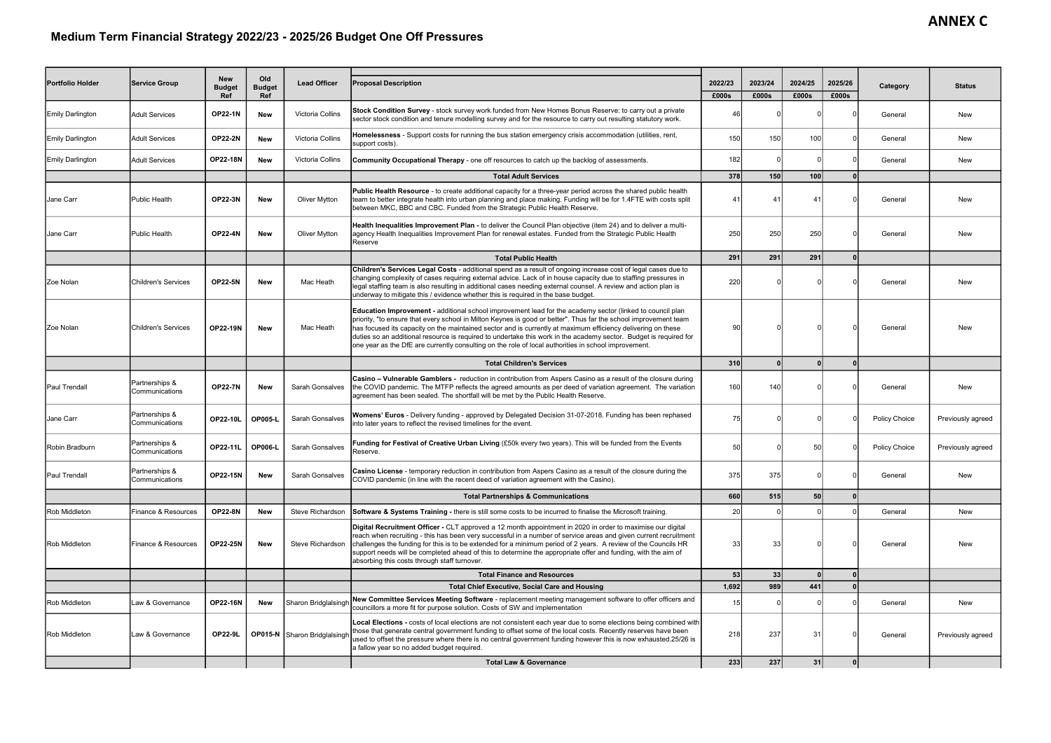# ANNEX C

## Medium Term Financial Strategy 2022/23 - 2025/26 Budget One Off Pressures

| Portfolio Holder | Service Group | New Budget Ref | Old Budget Ref | Lead Officer | Proposal Description | 2022/23 £000s | 2023/24 £000s | 2024/25 £000s | 2025/26 £000s | Category | Status |
|---|---|---|---|---|---|---|---|---|---|---|---|
| Emily Darlington | Adult Services | OP22-1N | New | Victoria Collins | **Stock Condition Survey** - stock survey work funded from New Homes Bonus Reserve: to carry out a private sector stock condition and tenure modelling survey and for the resource to carry out resulting statutory work. | 46 | 0 | 0 | 0 | General | New |
| Emily Darlington | Adult Services | OP22-2N | New | Victoria Collins | **Homelessness** - Support costs for running the bus station emergency crisis accommodation (utilities, rent, support costs). | 150 | 150 | 100 | 0 | General | New |
| Emily Darlington | Adult Services | OP22-18N | New | Victoria Collins | **Community Occupational Therapy** - one off resources to catch up the backlog of assessments. | 182 | 0 | 0 | 0 | General | New |
| | | | | | **Total Adult Services** | **378** | **150** | **100** | **0** | | |
| Jane Carr | Public Health | OP22-3N | New | Oliver Mytton | **Public Health Resource** - to create additional capacity for a three-year period across the shared public health team to better integrate health into urban planning and place making. Funding will be for 1.4FTE with costs split between MKC, BBC and CBC. Funded from the Strategic Public Health Reserve. | 41 | 41 | 41 | 0 | General | New |
| Jane Carr | Public Health | OP22-4N | New | Oliver Mytton | **Health Inequalities Improvement Plan** - to deliver the Council Plan objective (item 24) and to deliver a multi-agency Health Inequalities Improvement Plan for renewal estates. Funded from the Strategic Public Health Reserve | 250 | 250 | 250 | 0 | General | New |
| | | | | | **Total Public Health** | **291** | **291** | **291** | **0** | | |
| Zoe Nolan | Children's Services | OP22-5N | New | Mac Heath | **Children's Services Legal Costs** - additional spend as a result of ongoing increase cost of legal cases due to changing complexity of cases requiring external advice. Lack of in house capacity due to staffing pressures in legal staffing team is also resulting in additional cases needing external counsel. A review and action plan is underway to mitigate this / evidence whether this is required in the base budget. | 220 | 0 | 0 | 0 | General | New |
| Zoe Nolan | Children's Services | OP22-19N | New | Mac Heath | **Education Improvement** - additional school improvement lead for the academy sector (linked to council plan priority, "to ensure that every school in Milton Keynes is good or better". Thus far the school improvement team has focused its capacity on the maintained sector and is currently at maximum efficiency delivering on these duties so an additional resource is required to undertake this work in the academy sector. Budget is required for one year as the DfE are currently consulting on the role of local authorities in school improvement. | 90 | 0 | 0 | 0 | General | New |
| | | | | | **Total Children's Services** | **310** | **0** | **0** | **0** | | |
| Paul Trendall | Partnerships & Communications | OP22-7N | New | Sarah Gonsalves | **Casino – Vulnerable Gamblers** - reduction in contribution from Aspers Casino as a result of the closure during the COVID pandemic. The MTFP reflects the agreed amounts as per deed of variation agreement. The variation agreement has been sealed. The shortfall will be met by the Public Health Reserve. | 160 | 140 | 0 | 0 | General | New |
| Jane Carr | Partnerships & Communications | OP22-10L | OP005-L | Sarah Gonsalves | **Womens' Euros** - Delivery funding - approved by Delegated Decision 31-07-2018. Funding has been rephased into later years to reflect the revised timelines for the event. | 75 | 0 | 0 | 0 | Policy Choice | Previously agreed |
| Robin Bradburn | Partnerships & Communications | OP22-11L | OP006-L | Sarah Gonsalves | **Funding for Festival of Creative Urban Living** (£50k every two years). This will be funded from the Events Reserve. | 50 | 0 | 50 | 0 | Policy Choice | Previously agreed |
| Paul Trendall | Partnerships & Communications | OP22-15N | New | Sarah Gonsalves | **Casino License** - temporary reduction in contribution from Aspers Casino as a result of the closure during the COVID pandemic (in line with the recent deed of variation agreement with the Casino). | 375 | 375 | 0 | 0 | General | New |
| | | | | | **Total Partnerships & Communications** | **660** | **515** | **50** | **0** | | |
| Rob Middleton | Finance & Resources | OP22-8N | New | Steve Richardson | **Software & Systems Training** - there is still some costs to be incurred to finalise the Microsoft training. | 20 | 0 | 0 | 0 | General | New |
| Rob Middleton | Finance & Resources | OP22-25N | New | Steve Richardson | **Digital Recruitment Officer** - CLT approved a 12 month appointment in 2020 in order to maximise our digital reach when recruiting - this has been very successful in a number of service areas and given current recruitment challenges the funding for this is to be extended for a minimum period of 2 years. A review of the Councils HR support needs will be completed ahead of this to determine the appropriate offer and funding, with the aim of absorbing this costs through staff turnover. | 33 | 33 | 0 | 0 | General | New |
| | | | | | **Total Finance and Resources** | **53** | **33** | **0** | **0** | | |
| | | | | | **Total Chief Executive, Social Care and Housing** | **1,692** | **989** | **441** | **0** | | |
| Rob Middleton | Law & Governance | OP22-16N | New | Sharon Bridglalsingh | **New Committee Services Meeting Software** - replacement meeting management software to offer officers and councillors a more fit for purpose solution. Costs of SW and implementation | 15 | 0 | 0 | 0 | General | New |
| Rob Middleton | Law & Governance | OP22-9L | OP015-N | Sharon Bridglalsingh | **Local Elections** - costs of local elections are not consistent each year due to some elections being combined with those that generate central government funding to offset some of the local costs. Recently reserves have been used to offset the pressure where there is no central government funding however this is now exhausted.25/26 is a fallow year so no added budget required. | 218 | 237 | 31 | 0 | General | Previously agreed |
| | | | | | **Total Law & Governance** | **233** | **237** | **31** | **0** | | |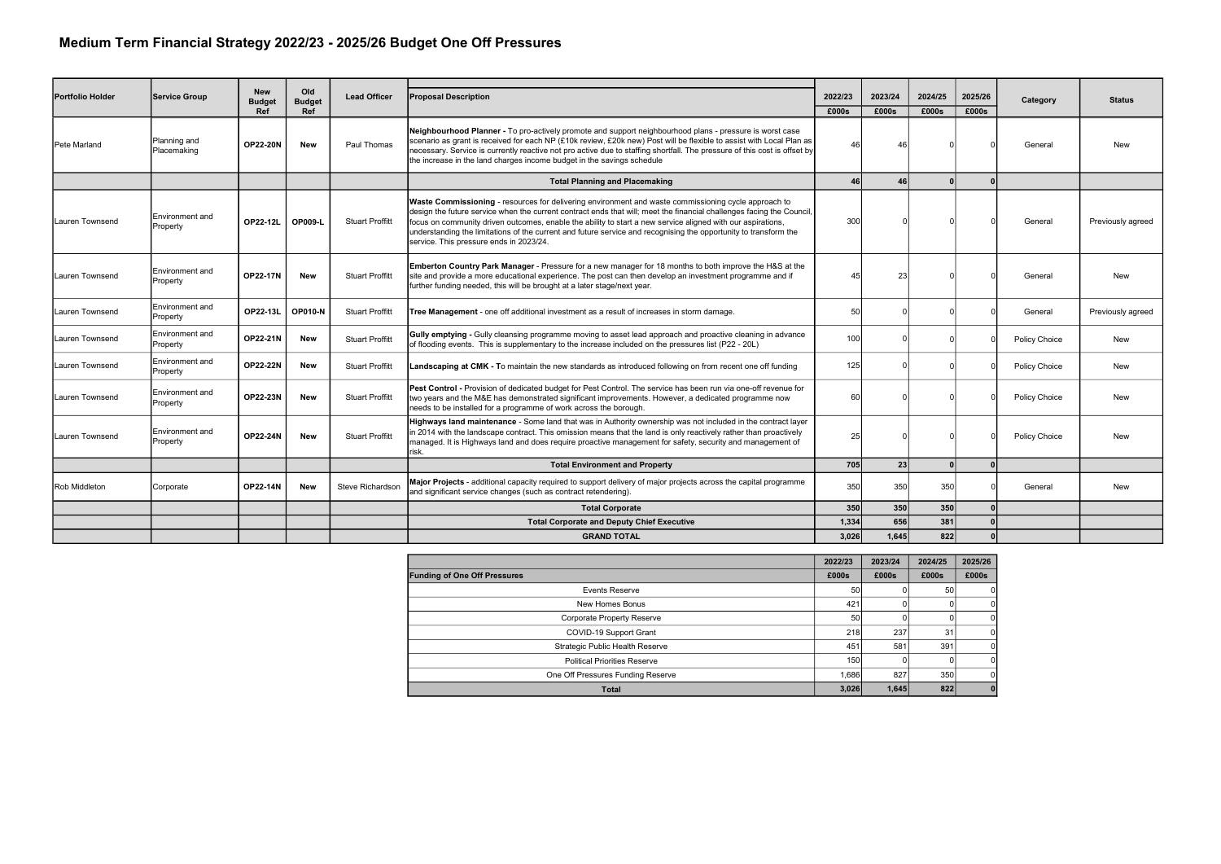# Medium Term Financial Strategy 2022/23 - 2025/26 Budget One Off Pressures

| Portfolio Holder | Service Group | New Budget Ref | Old Budget Ref | Lead Officer | Proposal Description | 2022/23 | 2023/24 | 2024/25 | 2025/26 | Category | Status |
|---|---|---|---|---|---|---|---|---|---|---|---|
| | | | | | | £000s | £000s | £000s | £000s | | |
| Pete Marland | Planning and Placemaking | OP22-20N | New | Paul Thomas | **Neighbourhood Planner -** To pro-actively promote and support neighbourhood plans - pressure is worst case scenario as grant is received for each NP (£10k review, £20k new) Post will be flexible to assist with Local Plan as necessary. Service is currently reactive not pro active due to staffing shortfall. The pressure of this cost is offset by the increase in the land charges income budget in the savings schedule | 46 | 46 | 0 | 0 | General | New |
| | | | | | **Total Planning and Placemaking** | **46** | **46** | **0** | **0** | | |
| Lauren Townsend | Environment and Property | OP22-12L | OP009-L | Stuart Proffitt | **Waste Commissioning** - resources for delivering environment and waste commissioning cycle approach to design the future service when the current contract ends that will; meet the financial challenges facing the Council, focus on community driven outcomes, enable the ability to start a new service aligned with our aspirations, understanding the limitations of the current and future service and recognising the opportunity to transform the service. This pressure ends in 2023/24. | 300 | 0 | 0 | 0 | General | Previously agreed |
| Lauren Townsend | Environment and Property | OP22-17N | New | Stuart Proffitt | **Emberton Country Park Manager** - Pressure for a new manager for 18 months to both improve the H&S at the site and provide a more educational experience. The post can then develop an investment programme and if further funding needed, this will be brought at a later stage/next year. | 45 | 23 | 0 | 0 | General | New |
| Lauren Townsend | Environment and Property | OP22-13L | OP010-N | Stuart Proffitt | **Tree Management** - one off additional investment as a result of increases in storm damage. | 50 | 0 | 0 | 0 | General | Previously agreed |
| Lauren Townsend | Environment and Property | OP22-21N | New | Stuart Proffitt | **Gully emptying -** Gully cleansing programme moving to asset lead approach and proactive cleaning in advance of flooding events. This is supplementary to the increase included on the pressures list (P22 - 20L) | 100 | 0 | 0 | 0 | Policy Choice | New |
| Lauren Townsend | Environment and Property | OP22-22N | New | Stuart Proffitt | **Landscaping at CMK - T**o maintain the new standards as introduced following on from recent one off funding | 125 | 0 | 0 | 0 | Policy Choice | New |
| Lauren Townsend | Environment and Property | OP22-23N | New | Stuart Proffitt | **Pest Control -** Provision of dedicated budget for Pest Control. The service has been run via one-off revenue for two years and the M&E has demonstrated significant improvements. However, a dedicated programme now needs to be installed for a programme of work across the borough. | 60 | 0 | 0 | 0 | Policy Choice | New |
| Lauren Townsend | Environment and Property | OP22-24N | New | Stuart Proffitt | **Highways land maintenance** - Some land that was in Authority ownership was not included in the contract layer in 2014 with the landscape contract. This omission means that the land is only reactively rather than proactively managed. It is Highways land and does require proactive management for safety, security and management of risk. | 25 | 0 | 0 | 0 | Policy Choice | New |
| | | | | | **Total Environment and Property** | **705** | **23** | **0** | **0** | | |
| Rob Middleton | Corporate | OP22-14N | New | Steve Richardson | **Major Projects** - additional capacity required to support delivery of major projects across the capital programme and significant service changes (such as contract retendering). | 350 | 350 | 350 | 0 | General | New |
| | | | | | **Total Corporate** | **350** | **350** | **350** | **0** | | |
| | | | | | **Total Corporate and Deputy Chief Executive** | **1,334** | **656** | **381** | **0** | | |
| | | | | | **GRAND TOTAL** | **3,026** | **1,645** | **822** | **0** | | |

| | 2022/23 | 2023/24 | 2024/25 | 2025/26 |
|---|---|---|---|---|
| **Funding of One Off Pressures** | **£000s** | **£000s** | **£000s** | **£000s** |
| Events Reserve | 50 | 0 | 50 | 0 |
| New Homes Bonus | 421 | 0 | 0 | 0 |
| Corporate Property Reserve | 50 | 0 | 0 | 0 |
| COVID-19 Support Grant | 218 | 237 | 31 | 0 |
| Strategic Public Health Reserve | 451 | 581 | 391 | 0 |
| Political Priorities Reserve | 150 | 0 | 0 | 0 |
| One Off Pressures Funding Reserve | 1,686 | 827 | 350 | 0 |
| **Total** | **3,026** | **1,645** | **822** | **0** |